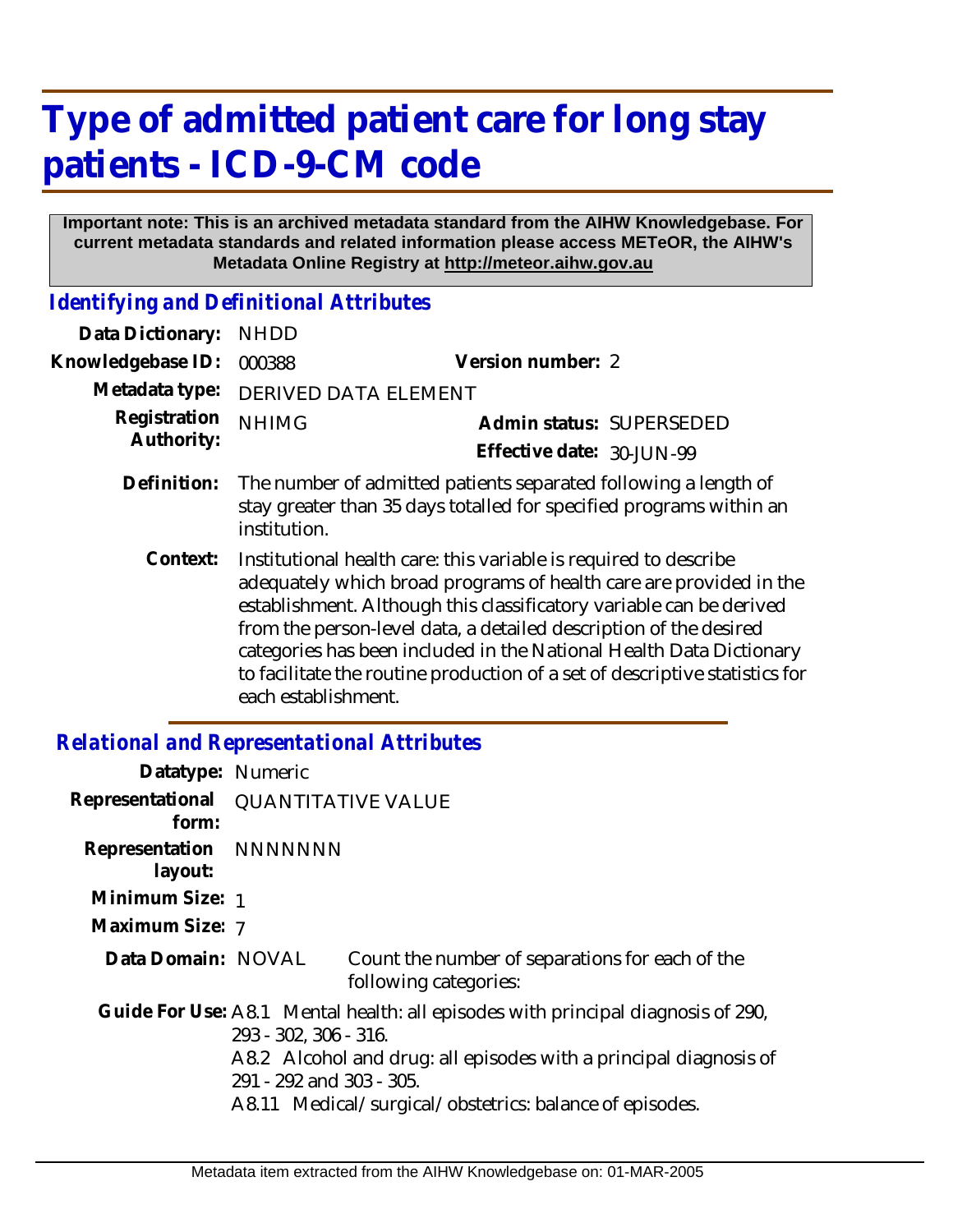# Type of admitted patient care for long stay patients - ICD-9-CM code

**Important note: This is an archived metadata standard from the AIHW Knowledgebase. For current metadata standards and related information please access METeOR, the AIHW's Metadata Online Registry at http://meteor.aihw.gov.au**

## *Identifying and Definitional Attributes*

**Data Dictionary:** NHDD

**Knowledgebase ID:** 000388 **Version number:** 2

**Metadata type:** DERIVED DATA ELEMENT

**Registration Authority:** NHIMG **Admin status:** SUPERSEDED

**Effective date:** 30-JUN-99

**Definition:** The number of admitted patients separated following a length of stay greater than 35 days totalled for specified programs within an institution.

**Context:** Institutional health care: this variable is required to describe adequately which broad programs of health care are provided in the establishment. Although this classificatory variable can be derived from the person-level data, a detailed description of the desired categories has been included in the National Health Data Dictionary to facilitate the routine production of a set of descriptive statistics for each establishment.

## *Relational and Representational Attributes*

**Datatype:** Numeric

**Representational form:** QUANTITATIVE VALUE

**Representation layout:** NNNNNNN

**Minimum Size:** 1

**Maximum Size:** 7

**Data Domain:** NOVAL Count the number of separations for each of the following categories:

**Guide For Use:** A8.1 Mental health: all episodes with principal diagnosis of 290, 293 - 302, 306 - 316.

A8.2 Alcohol and drug: all episodes with a principal diagnosis of 291 - 292 and 303 - 305.

A8.11 Medical/surgical/obstetrics: balance of episodes.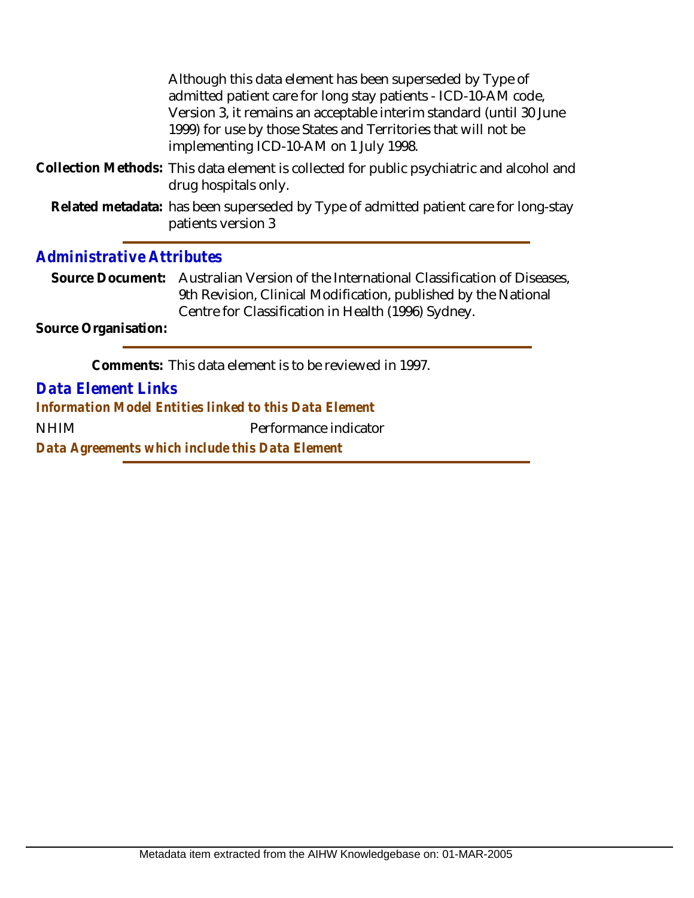Although this data element has been superseded by Type of admitted patient care for long stay patients - ICD-10-AM code, Version 3, it remains an acceptable interim standard (until 30 June 1999) for use by those States and Territories that will not be implementing ICD-10-AM on 1 July 1998.

**Collection Methods:** This data element is collected for public psychiatric and alcohol and drug hospitals only.

**Related metadata:** has been superseded by Type of admitted patient care for long-stay patients version 3

## Administrative Attributes

**Source Document:** Australian Version of the International Classification of Diseases, 9th Revision, Clinical Modification, published by the National Centre for Classification in Health (1996) Sydney.

**Source Organisation:**

**Comments:** This data element is to be reviewed in 1997.

## Data Element Links

### Information Model Entities linked to this Data Element

NHIM Performance indicator

### Data Agreements which include this Data Element